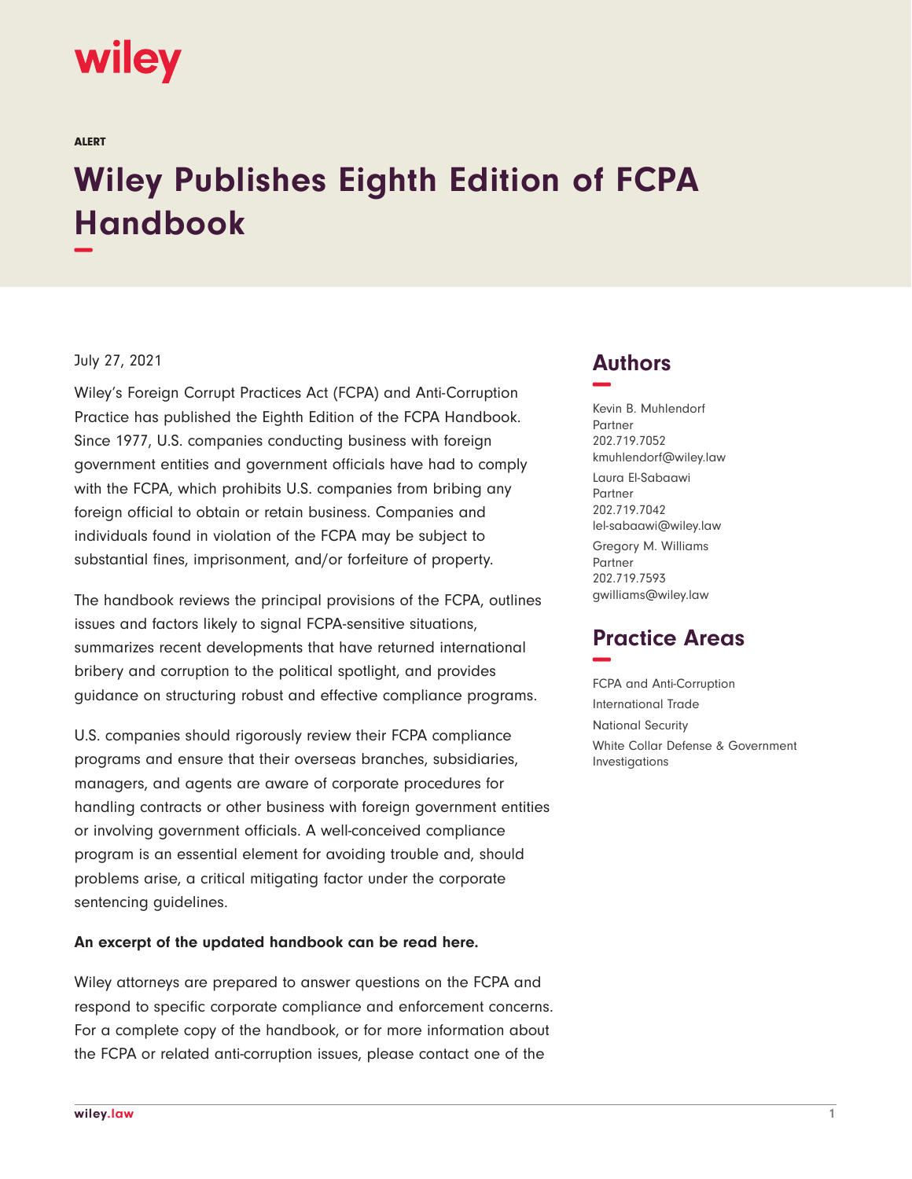wiley

ALERT

# Wiley Publishes Eighth Edition of FCPA Handbook

July 27, 2021

Wiley's Foreign Corrupt Practices Act (FCPA) and Anti-Corruption Practice has published the Eighth Edition of the FCPA Handbook. Since 1977, U.S. companies conducting business with foreign government entities and government officials have had to comply with the FCPA, which prohibits U.S. companies from bribing any foreign official to obtain or retain business. Companies and individuals found in violation of the FCPA may be subject to substantial fines, imprisonment, and/or forfeiture of property.

The handbook reviews the principal provisions of the FCPA, outlines issues and factors likely to signal FCPA-sensitive situations, summarizes recent developments that have returned international bribery and corruption to the political spotlight, and provides guidance on structuring robust and effective compliance programs.

U.S. companies should rigorously review their FCPA compliance programs and ensure that their overseas branches, subsidiaries, managers, and agents are aware of corporate procedures for handling contracts or other business with foreign government entities or involving government officials. A well-conceived compliance program is an essential element for avoiding trouble and, should problems arise, a critical mitigating factor under the corporate sentencing guidelines.

**An excerpt of the updated handbook can be read here.**

Wiley attorneys are prepared to answer questions on the FCPA and respond to specific corporate compliance and enforcement concerns. For a complete copy of the handbook, or for more information about the FCPA or related anti-corruption issues, please contact one of the

## Authors

Kevin B. Muhlendorf
Partner
202.719.7052
kmuhlendorf@wiley.law

Laura El-Sabaawi
Partner
202.719.7042
lel-sabaawi@wiley.law

Gregory M. Williams
Partner
202.719.7593
gwilliams@wiley.law

## Practice Areas

FCPA and Anti-Corruption
International Trade
National Security
White Collar Defense & Government Investigations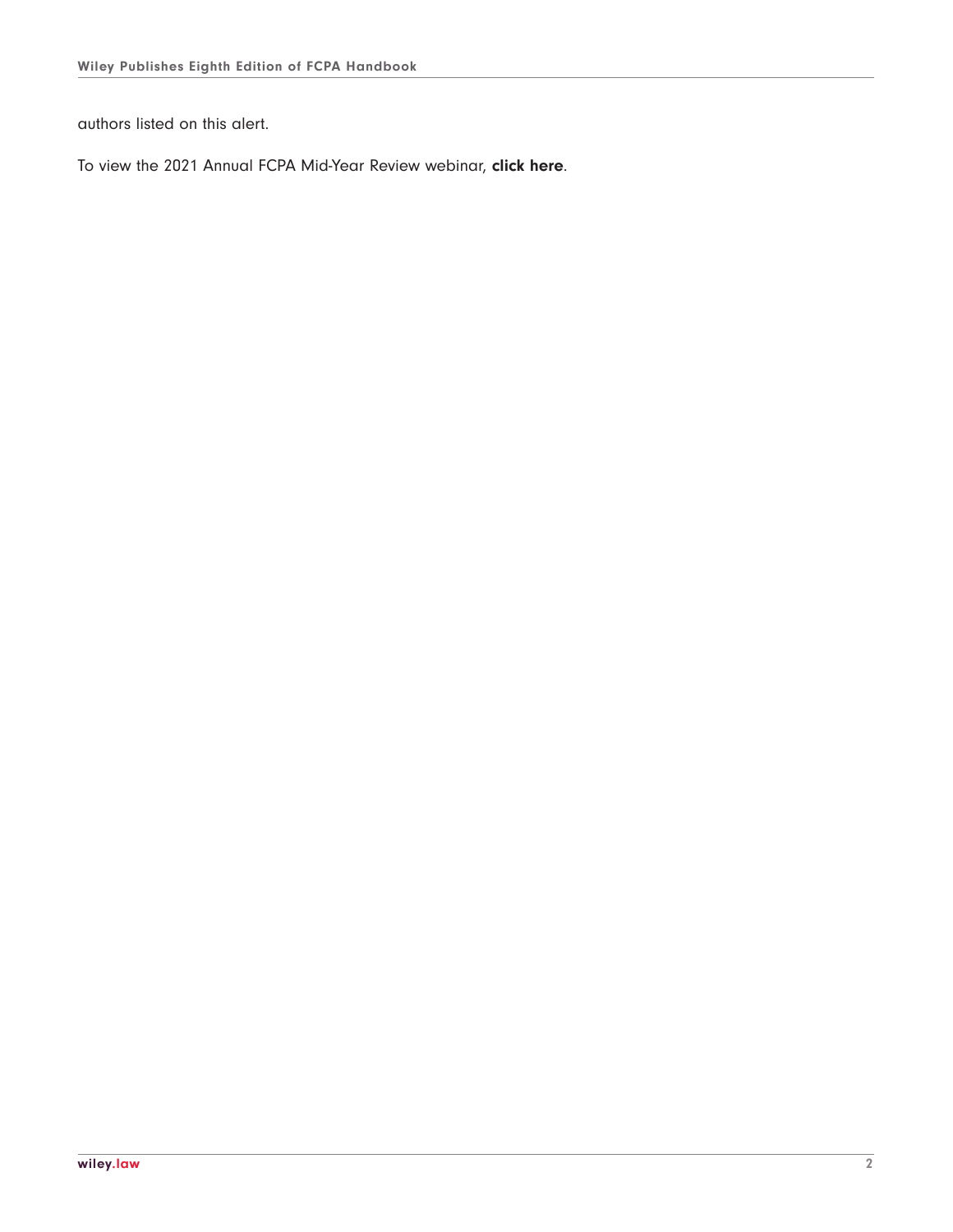authors listed on this alert.

To view the 2021 Annual FCPA Mid-Year Review webinar, **click here**.